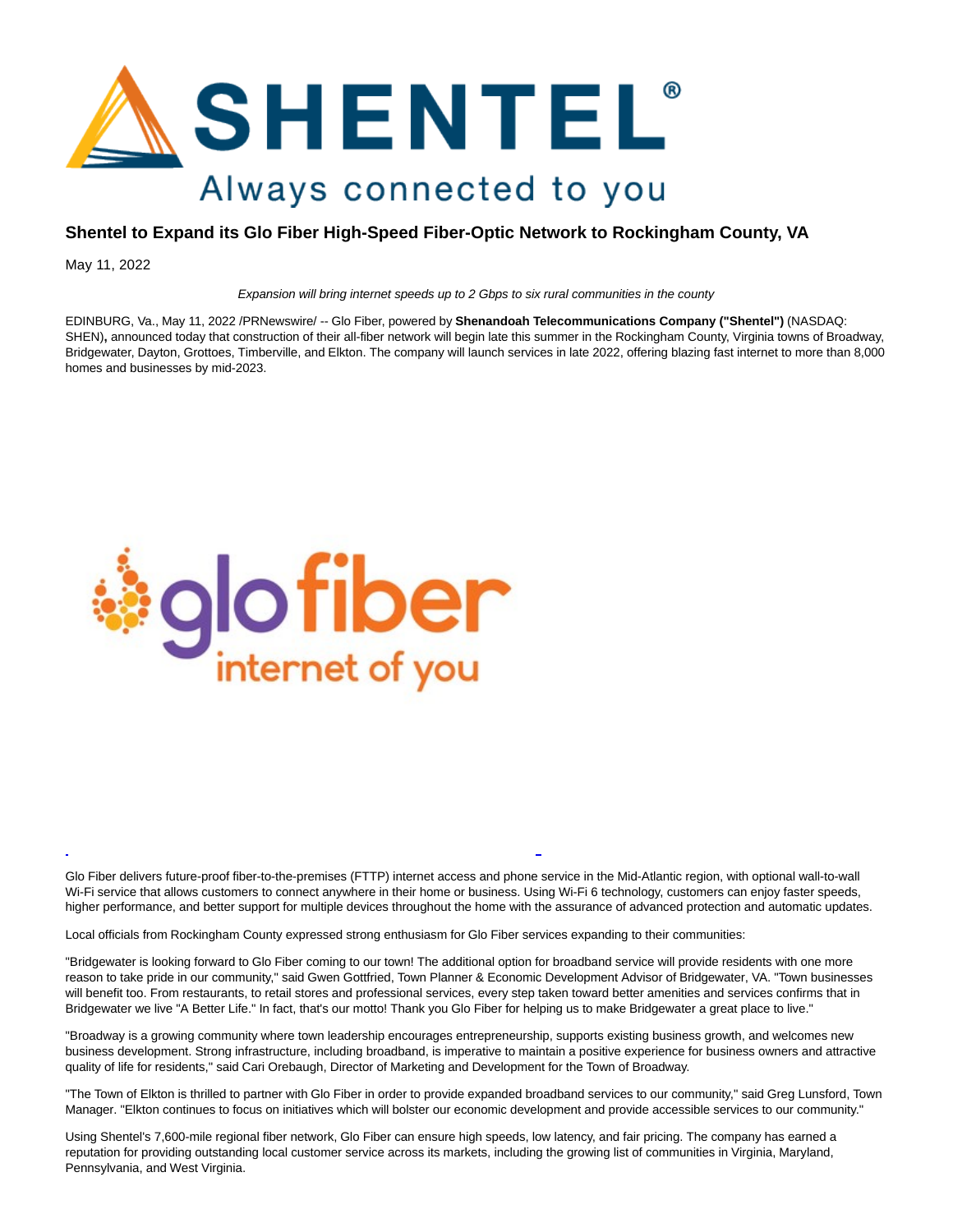# Shentel to Expand its Glo Fiber High-Speed Fiber-Optic Network to Rockingham County, VA

May 11, 2022

*Expansion will bring internet speeds up to 2 Gbps to six rural communities in the county*

EDINBURG, Va., May 11, 2022 /PRNewswire/ -- Glo Fiber, powered by **Shenandoah Telecommunications Company ("Shentel")** (NASDAQ: SHEN)**,** announced today that construction of their all-fiber network will begin late this summer in the Rockingham County, Virginia towns of Broadway, Bridgewater, Dayton, Grottoes, Timberville, and Elkton. The company will launch services in late 2022, offering blazing fast internet to more than 8,000 homes and businesses by mid-2023.

Glo Fiber delivers future-proof fiber-to-the-premises (FTTP) internet access and phone service in the Mid-Atlantic region, with optional wall-to-wall Wi-Fi service that allows customers to connect anywhere in their home or business. Using Wi-Fi 6 technology, customers can enjoy faster speeds, higher performance, and better support for multiple devices throughout the home with the assurance of advanced protection and automatic updates.

Local officials from Rockingham County expressed strong enthusiasm for Glo Fiber services expanding to their communities:

"Bridgewater is looking forward to Glo Fiber coming to our town! The additional option for broadband service will provide residents with one more reason to take pride in our community," said Gwen Gottfried, Town Planner & Economic Development Advisor of Bridgewater, VA. "Town businesses will benefit too. From restaurants, to retail stores and professional services, every step taken toward better amenities and services confirms that in Bridgewater we live "A Better Life." In fact, that's our motto! Thank you Glo Fiber for helping us to make Bridgewater a great place to live."

"Broadway is a growing community where town leadership encourages entrepreneurship, supports existing business growth, and welcomes new business development. Strong infrastructure, including broadband, is imperative to maintain a positive experience for business owners and attractive quality of life for residents," said Cari Orebaugh, Director of Marketing and Development for the Town of Broadway.

"The Town of Elkton is thrilled to partner with Glo Fiber in order to provide expanded broadband services to our community," said Greg Lunsford, Town Manager. "Elkton continues to focus on initiatives which will bolster our economic development and provide accessible services to our community."

Using Shentel's 7,600-mile regional fiber network, Glo Fiber can ensure high speeds, low latency, and fair pricing. The company has earned a reputation for providing outstanding local customer service across its markets, including the growing list of communities in Virginia, Maryland, Pennsylvania, and West Virginia.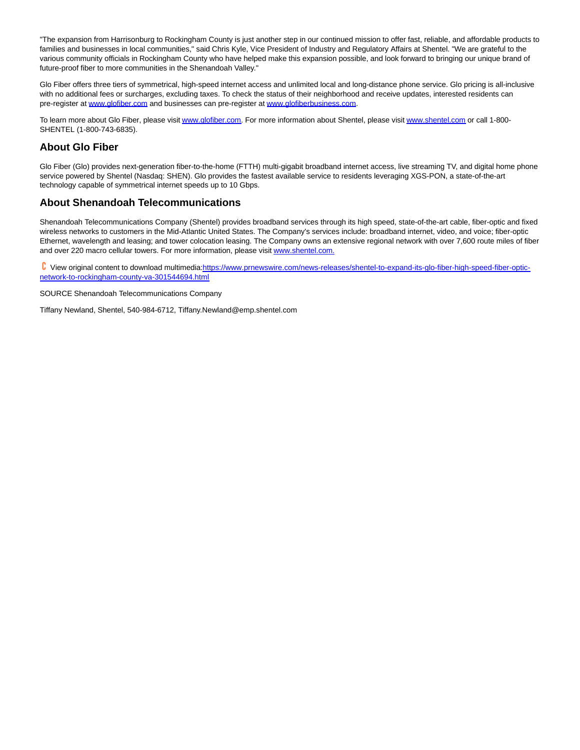"The expansion from Harrisonburg to Rockingham County is just another step in our continued mission to offer fast, reliable, and affordable products to families and businesses in local communities," said Chris Kyle, Vice President of Industry and Regulatory Affairs at Shentel. "We are grateful to the various community officials in Rockingham County who have helped make this expansion possible, and look forward to bringing our unique brand of future-proof fiber to more communities in the Shenandoah Valley."

Glo Fiber offers three tiers of symmetrical, high-speed internet access and unlimited local and long-distance phone service. Glo pricing is all-inclusive with no additional fees or surcharges, excluding taxes. To check the status of their neighborhood and receive updates, interested residents can pre-register at www.glofiber.com and businesses can pre-register at www.glofiberbusiness.com.

To learn more about Glo Fiber, please visit www.glofiber.com. For more information about Shentel, please visit www.shentel.com or call 1-800-SHENTEL (1-800-743-6835).

## About Glo Fiber

Glo Fiber (Glo) provides next-generation fiber-to-the-home (FTTH) multi-gigabit broadband internet access, live streaming TV, and digital home phone service powered by Shentel (Nasdaq: SHEN). Glo provides the fastest available service to residents leveraging XGS-PON, a state-of-the-art technology capable of symmetrical internet speeds up to 10 Gbps.

## About Shenandoah Telecommunications

Shenandoah Telecommunications Company (Shentel) provides broadband services through its high speed, state-of-the-art cable, fiber-optic and fixed wireless networks to customers in the Mid-Atlantic United States. The Company's services include: broadband internet, video, and voice; fiber-optic Ethernet, wavelength and leasing; and tower colocation leasing. The Company owns an extensive regional network with over 7,600 route miles of fiber and over 220 macro cellular towers. For more information, please visit www.shentel.com.

View original content to download multimedia:https://www.prnewswire.com/news-releases/shentel-to-expand-its-glo-fiber-high-speed-fiber-optic-network-to-rockingham-county-va-301544694.html

SOURCE Shenandoah Telecommunications Company

Tiffany Newland, Shentel, 540-984-6712, Tiffany.Newland@emp.shentel.com